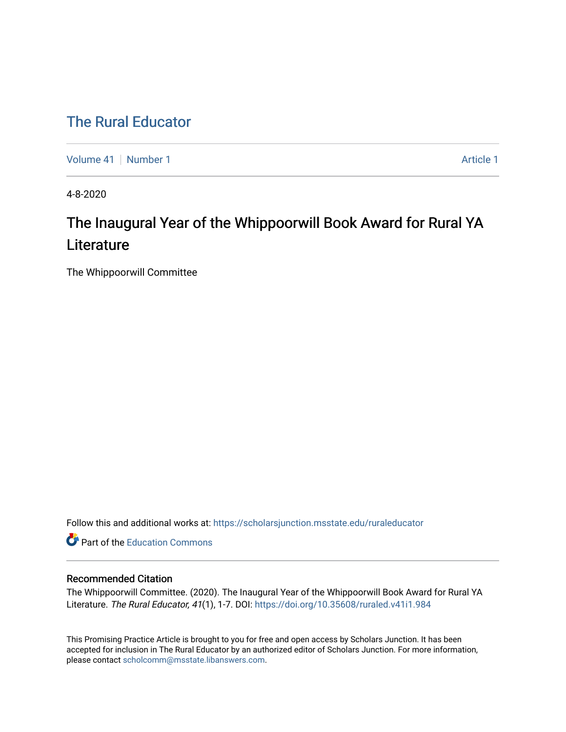# The Rural Educator

Volume 41 | Number 1 | Article 1

4-8-2020

## The Inaugural Year of the Whippoorwill Book Award for Rural YA Literature

The Whippoorwill Committee

Follow this and additional works at: https://scholarsjunction.msstate.edu/ruraleducator

Part of the Education Commons

### Recommended Citation

The Whippoorwill Committee. (2020). The Inaugural Year of the Whippoorwill Book Award for Rural YA Literature. *The Rural Educator, 41*(1), 1-7. DOI: https://doi.org/10.35608/ruraled.v41i1.984

This Promising Practice Article is brought to you for free and open access by Scholars Junction. It has been accepted for inclusion in The Rural Educator by an authorized editor of Scholars Junction. For more information, please contact scholcomm@msstate.libanswers.com.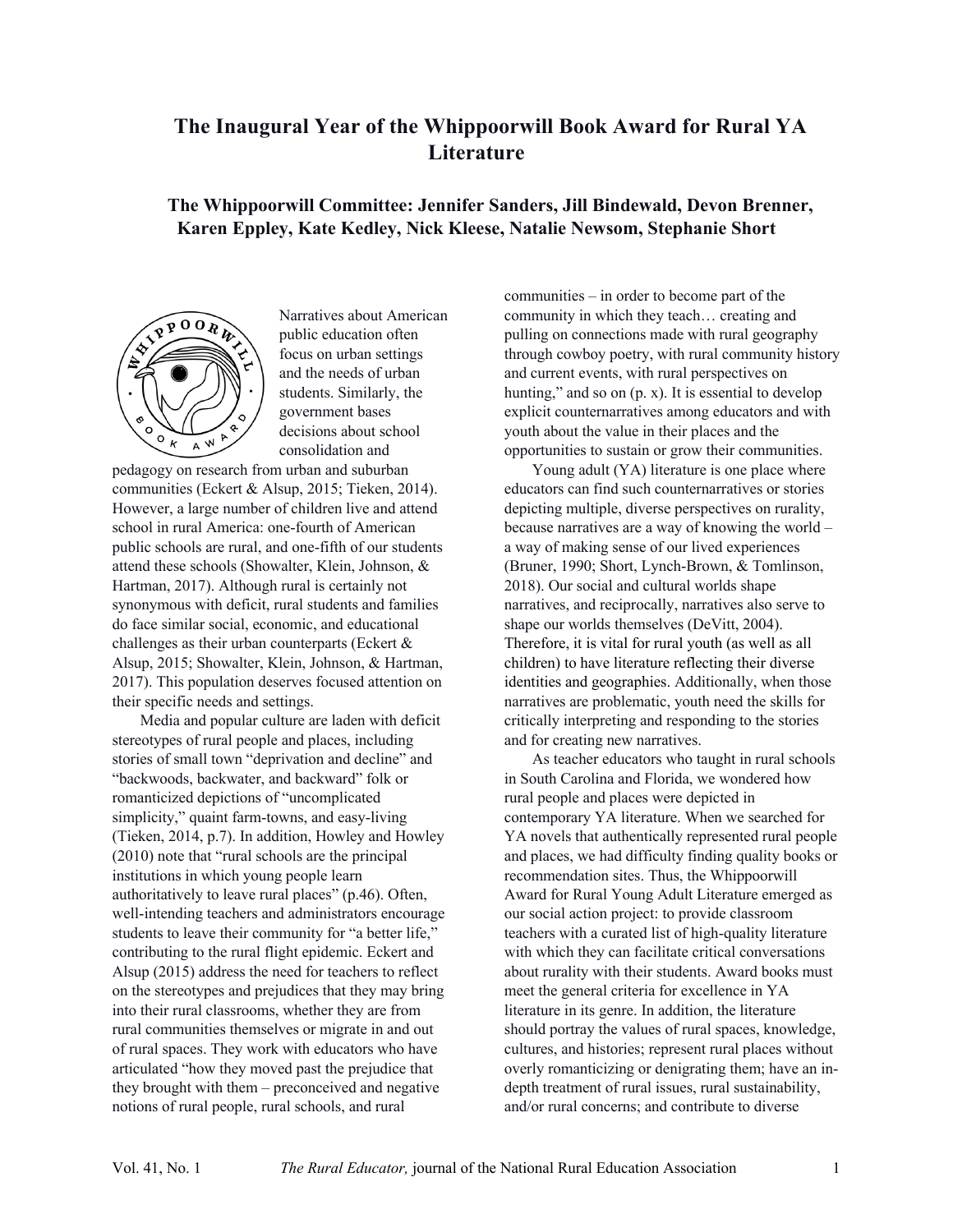# The Inaugural Year of the Whippoorwill Book Award for Rural YA Literature

**The Whippoorwill Committee: Jennifer Sanders, Jill Bindewald, Devon Brenner, Karen Eppley, Kate Kedley, Nick Kleese, Natalie Newsom, Stephanie Short**

Narratives about American public education often focus on urban settings and the needs of urban students. Similarly, the government bases decisions about school consolidation and pedagogy on research from urban and suburban communities (Eckert & Alsup, 2015; Tieken, 2014). However, a large number of children live and attend school in rural America: one-fourth of American public schools are rural, and one-fifth of our students attend these schools (Showalter, Klein, Johnson, & Hartman, 2017). Although rural is certainly not synonymous with deficit, rural students and families do face similar social, economic, and educational challenges as their urban counterparts (Eckert & Alsup, 2015; Showalter, Klein, Johnson, & Hartman, 2017). This population deserves focused attention on their specific needs and settings.

Media and popular culture are laden with deficit stereotypes of rural people and places, including stories of small town "deprivation and decline" and "backwoods, backwater, and backward" folk or romanticized depictions of "uncomplicated simplicity," quaint farm-towns, and easy-living (Tieken, 2014, p.7). In addition, Howley and Howley (2010) note that "rural schools are the principal institutions in which young people learn authoritatively to leave rural places" (p.46). Often, well-intending teachers and administrators encourage students to leave their community for "a better life," contributing to the rural flight epidemic. Eckert and Alsup (2015) address the need for teachers to reflect on the stereotypes and prejudices that they may bring into their rural classrooms, whether they are from rural communities themselves or migrate in and out of rural spaces. They work with educators who have articulated "how they moved past the prejudice that they brought with them – preconceived and negative notions of rural people, rural schools, and rural communities – in order to become part of the community in which they teach… creating and pulling on connections made with rural geography through cowboy poetry, with rural community history and current events, with rural perspectives on hunting," and so on (p. x). It is essential to develop explicit counternarratives among educators and with youth about the value in their places and the opportunities to sustain or grow their communities.

Young adult (YA) literature is one place where educators can find such counternarratives or stories depicting multiple, diverse perspectives on rurality, because narratives are a way of knowing the world – a way of making sense of our lived experiences (Bruner, 1990; Short, Lynch-Brown, & Tomlinson, 2018). Our social and cultural worlds shape narratives, and reciprocally, narratives also serve to shape our worlds themselves (DeVitt, 2004). Therefore, it is vital for rural youth (as well as all children) to have literature reflecting their diverse identities and geographies. Additionally, when those narratives are problematic, youth need the skills for critically interpreting and responding to the stories and for creating new narratives.

As teacher educators who taught in rural schools in South Carolina and Florida, we wondered how rural people and places were depicted in contemporary YA literature. When we searched for YA novels that authentically represented rural people and places, we had difficulty finding quality books or recommendation sites. Thus, the Whippoorwill Award for Rural Young Adult Literature emerged as our social action project: to provide classroom teachers with a curated list of high-quality literature with which they can facilitate critical conversations about rurality with their students. Award books must meet the general criteria for excellence in YA literature in its genre. In addition, the literature should portray the values of rural spaces, knowledge, cultures, and histories; represent rural places without overly romanticizing or denigrating them; have an in-depth treatment of rural issues, rural sustainability, and/or rural concerns; and contribute to diverse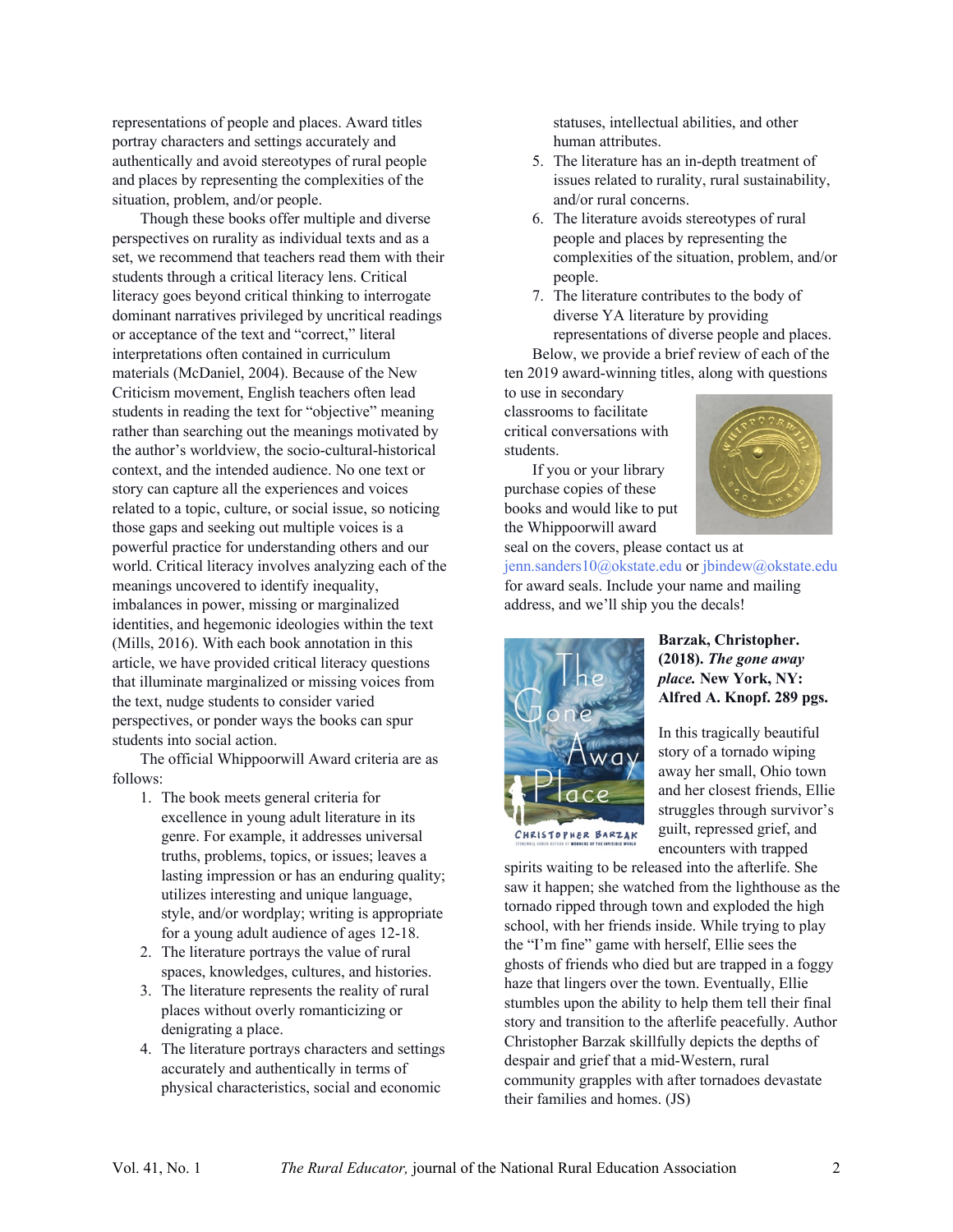representations of people and places. Award titles portray characters and settings accurately and authentically and avoid stereotypes of rural people and places by representing the complexities of the situation, problem, and/or people.

Though these books offer multiple and diverse perspectives on rurality as individual texts and as a set, we recommend that teachers read them with their students through a critical literacy lens. Critical literacy goes beyond critical thinking to interrogate dominant narratives privileged by uncritical readings or acceptance of the text and "correct," literal interpretations often contained in curriculum materials (McDaniel, 2004). Because of the New Criticism movement, English teachers often lead students in reading the text for "objective" meaning rather than searching out the meanings motivated by the author's worldview, the socio-cultural-historical context, and the intended audience. No one text or story can capture all the experiences and voices related to a topic, culture, or social issue, so noticing those gaps and seeking out multiple voices is a powerful practice for understanding others and our world. Critical literacy involves analyzing each of the meanings uncovered to identify inequality, imbalances in power, missing or marginalized identities, and hegemonic ideologies within the text (Mills, 2016). With each book annotation in this article, we have provided critical literacy questions that illuminate marginalized or missing voices from the text, nudge students to consider varied perspectives, or ponder ways the books can spur students into social action.

The official Whippoorwill Award criteria are as follows:

1. The book meets general criteria for excellence in young adult literature in its genre. For example, it addresses universal truths, problems, topics, or issues; leaves a lasting impression or has an enduring quality; utilizes interesting and unique language, style, and/or wordplay; writing is appropriate for a young adult audience of ages 12-18.
2. The literature portrays the value of rural spaces, knowledges, cultures, and histories.
3. The literature represents the reality of rural places without overly romanticizing or denigrating a place.
4. The literature portrays characters and settings accurately and authentically in terms of physical characteristics, social and economic statuses, intellectual abilities, and other human attributes.
5. The literature has an in-depth treatment of issues related to rurality, rural sustainability, and/or rural concerns.
6. The literature avoids stereotypes of rural people and places by representing the complexities of the situation, problem, and/or people.
7. The literature contributes to the body of diverse YA literature by providing representations of diverse people and places.

Below, we provide a brief review of each of the ten 2019 award-winning titles, along with questions to use in secondary classrooms to facilitate critical conversations with students.

If you or your library purchase copies of these books and would like to put the Whippoorwill award seal on the covers, please contact us at jenn.sanders10@okstate.edu or jbindew@okstate.edu for award seals. Include your name and mailing address, and we'll ship you the decals!

**Barzak, Christopher. (2018). *The gone away place.* New York, NY: Alfred A. Knopf. 289 pgs.**

In this tragically beautiful story of a tornado wiping away her small, Ohio town and her closest friends, Ellie struggles through survivor's guilt, repressed grief, and encounters with trapped spirits waiting to be released into the afterlife. She saw it happen; she watched from the lighthouse as the tornado ripped through town and exploded the high school, with her friends inside. While trying to play the "I'm fine" game with herself, Ellie sees the ghosts of friends who died but are trapped in a foggy haze that lingers over the town. Eventually, Ellie stumbles upon the ability to help them tell their final story and transition to the afterlife peacefully. Author Christopher Barzak skillfully depicts the depths of despair and grief that a mid-Western, rural community grapples with after tornadoes devastate their families and homes. (JS)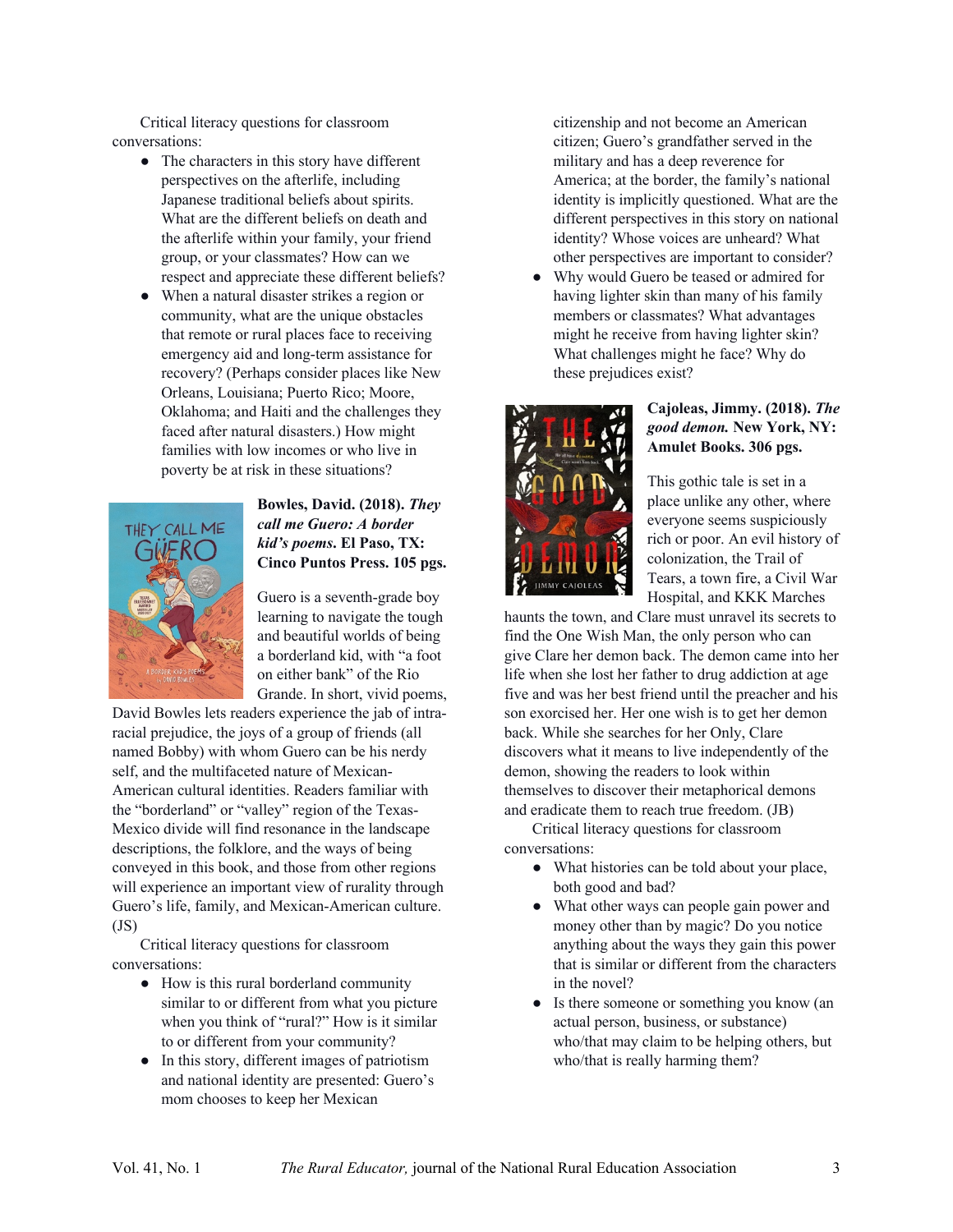Critical literacy questions for classroom conversations:

- The characters in this story have different perspectives on the afterlife, including Japanese traditional beliefs about spirits. What are the different beliefs on death and the afterlife within your family, your friend group, or your classmates? How can we respect and appreciate these different beliefs?
- When a natural disaster strikes a region or community, what are the unique obstacles that remote or rural places face to receiving emergency aid and long-term assistance for recovery? (Perhaps consider places like New Orleans, Louisiana; Puerto Rico; Moore, Oklahoma; and Haiti and the challenges they faced after natural disasters.) How might families with low incomes or who live in poverty be at risk in these situations?

**Bowles, David. (2018). *They call me Guero: A border kid's poems*. El Paso, TX: Cinco Puntos Press. 105 pgs.**

Guero is a seventh-grade boy learning to navigate the tough and beautiful worlds of being a borderland kid, with "a foot on either bank" of the Rio Grande. In short, vivid poems, David Bowles lets readers experience the jab of intra-racial prejudice, the joys of a group of friends (all named Bobby) with whom Guero can be his nerdy self, and the multifaceted nature of Mexican-American cultural identities. Readers familiar with the "borderland" or "valley" region of the Texas-Mexico divide will find resonance in the landscape descriptions, the folklore, and the ways of being conveyed in this book, and those from other regions will experience an important view of rurality through Guero's life, family, and Mexican-American culture. (JS)

Critical literacy questions for classroom conversations:

- How is this rural borderland community similar to or different from what you picture when you think of "rural?" How is it similar to or different from your community?
- In this story, different images of patriotism and national identity are presented: Guero's mom chooses to keep her Mexican citizenship and not become an American citizen; Guero's grandfather served in the military and has a deep reverence for America; at the border, the family's national identity is implicitly questioned. What are the different perspectives in this story on national identity? Whose voices are unheard? What other perspectives are important to consider?
- Why would Guero be teased or admired for having lighter skin than many of his family members or classmates? What advantages might he receive from having lighter skin? What challenges might he face? Why do these prejudices exist?

**Cajoleas, Jimmy. (2018). *The good demon.* New York, NY: Amulet Books. 306 pgs.**

This gothic tale is set in a place unlike any other, where everyone seems suspiciously rich or poor. An evil history of colonization, the Trail of Tears, a town fire, a Civil War Hospital, and KKK Marches haunts the town, and Clare must unravel its secrets to find the One Wish Man, the only person who can give Clare her demon back. The demon came into her life when she lost her father to drug addiction at age five and was her best friend until the preacher and his son exorcised her. Her one wish is to get her demon back. While she searches for her Only, Clare discovers what it means to live independently of the demon, showing the readers to look within themselves to discover their metaphorical demons and eradicate them to reach true freedom. (JB)

Critical literacy questions for classroom conversations:

- What histories can be told about your place, both good and bad?
- What other ways can people gain power and money other than by magic? Do you notice anything about the ways they gain this power that is similar or different from the characters in the novel?
- Is there someone or something you know (an actual person, business, or substance) who/that may claim to be helping others, but who/that is really harming them?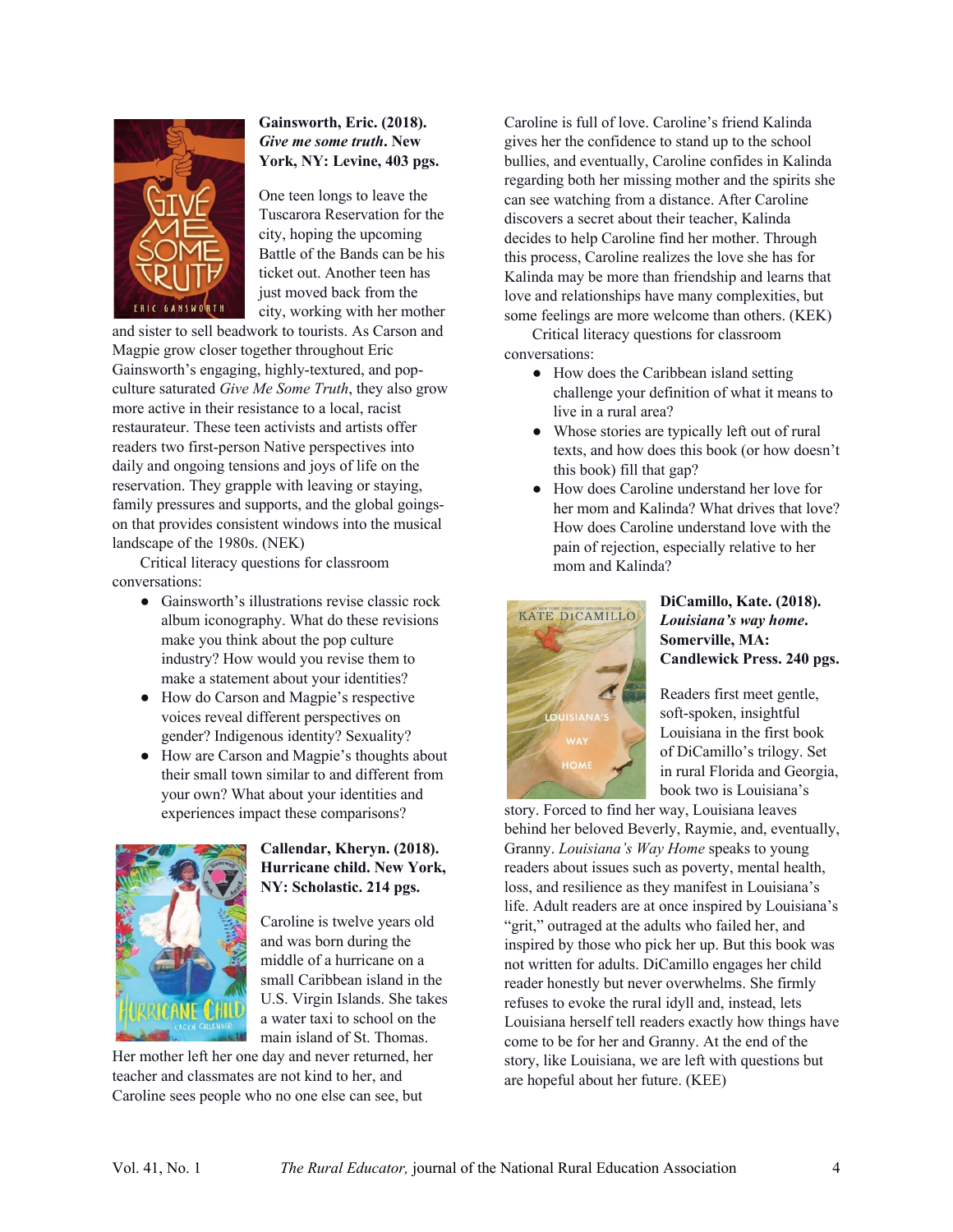**Gainsworth, Eric. (2018). *Give me some truth*. New York, NY: Levine, 403 pgs.**

One teen longs to leave the Tuscarora Reservation for the city, hoping the upcoming Battle of the Bands can be his ticket out. Another teen has just moved back from the city, working with her mother and sister to sell beadwork to tourists. As Carson and Magpie grow closer together throughout Eric Gainsworth's engaging, highly-textured, and pop-culture saturated *Give Me Some Truth*, they also grow more active in their resistance to a local, racist restaurateur. These teen activists and artists offer readers two first-person Native perspectives into daily and ongoing tensions and joys of life on the reservation. They grapple with leaving or staying, family pressures and supports, and the global goings-on that provides consistent windows into the musical landscape of the 1980s. (NEK)

Critical literacy questions for classroom conversations:

- Gainsworth's illustrations revise classic rock album iconography. What do these revisions make you think about the pop culture industry? How would you revise them to make a statement about your identities?
- How do Carson and Magpie's respective voices reveal different perspectives on gender? Indigenous identity? Sexuality?
- How are Carson and Magpie's thoughts about their small town similar to and different from your own? What about your identities and experiences impact these comparisons?

**Callendar, Kheryn. (2018). Hurricane child. New York, NY: Scholastic. 214 pgs.**

Caroline is twelve years old and was born during the middle of a hurricane on a small Caribbean island in the U.S. Virgin Islands. She takes a water taxi to school on the main island of St. Thomas. Her mother left her one day and never returned, her teacher and classmates are not kind to her, and Caroline sees people who no one else can see, but Caroline is full of love. Caroline's friend Kalinda gives her the confidence to stand up to the school bullies, and eventually, Caroline confides in Kalinda regarding both her missing mother and the spirits she can see watching from a distance. After Caroline discovers a secret about their teacher, Kalinda decides to help Caroline find her mother. Through this process, Caroline realizes the love she has for Kalinda may be more than friendship and learns that love and relationships have many complexities, but some feelings are more welcome than others. (KEK)

Critical literacy questions for classroom conversations:

- How does the Caribbean island setting challenge your definition of what it means to live in a rural area?
- Whose stories are typically left out of rural texts, and how does this book (or how doesn't this book) fill that gap?
- How does Caroline understand her love for her mom and Kalinda? What drives that love? How does Caroline understand love with the pain of rejection, especially relative to her mom and Kalinda?

**DiCamillo, Kate. (2018). *Louisiana's way home*. Somerville, MA: Candlewick Press. 240 pgs.**

Readers first meet gentle, soft-spoken, insightful Louisiana in the first book of DiCamillo's trilogy. Set in rural Florida and Georgia, book two is Louisiana's story. Forced to find her way, Louisiana leaves behind her beloved Beverly, Raymie, and, eventually, Granny. *Louisiana's Way Home* speaks to young readers about issues such as poverty, mental health, loss, and resilience as they manifest in Louisiana's life. Adult readers are at once inspired by Louisiana's "grit," outraged at the adults who failed her, and inspired by those who pick her up. But this book was not written for adults. DiCamillo engages her child reader honestly but never overwhelms. She firmly refuses to evoke the rural idyll and, instead, lets Louisiana herself tell readers exactly how things have come to be for her and Granny. At the end of the story, like Louisiana, we are left with questions but are hopeful about her future. (KEE)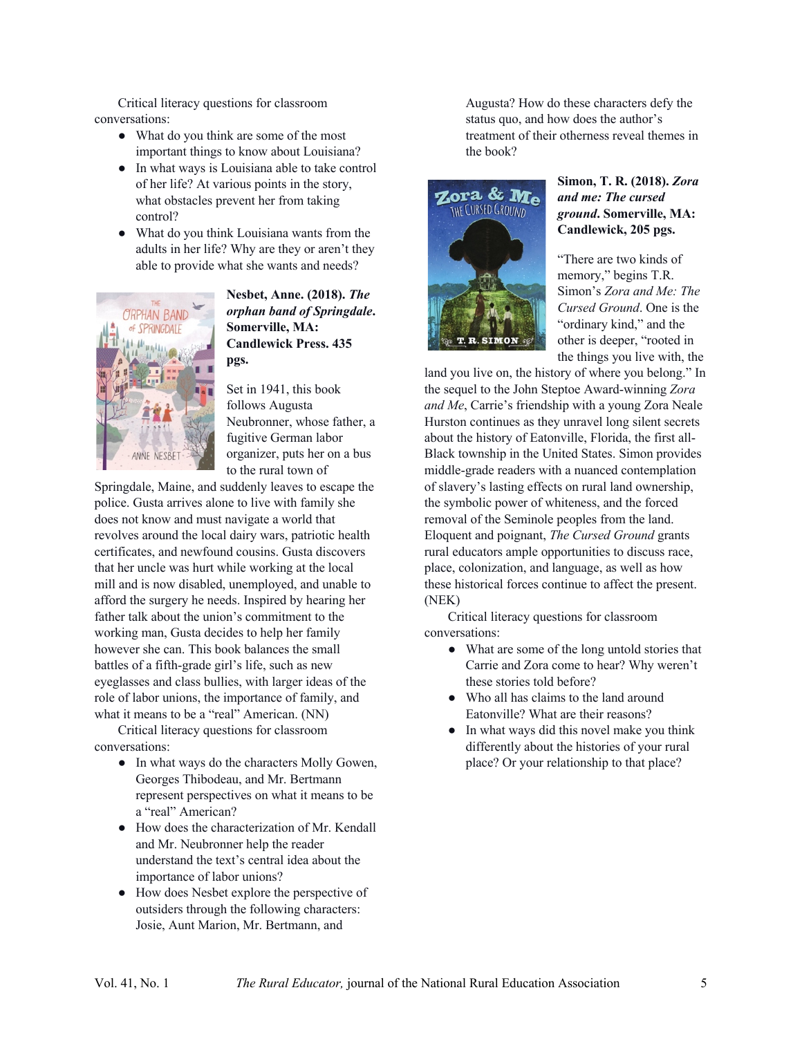Critical literacy questions for classroom conversations:

- What do you think are some of the most important things to know about Louisiana?
- In what ways is Louisiana able to take control of her life? At various points in the story, what obstacles prevent her from taking control?
- What do you think Louisiana wants from the adults in her life? Why are they or aren't they able to provide what she wants and needs?

**Nesbet, Anne. (2018). *The orphan band of Springdale*. Somerville, MA: Candlewick Press. 435 pgs.**

Set in 1941, this book follows Augusta Neubronner, whose father, a fugitive German labor organizer, puts her on a bus to the rural town of Springdale, Maine, and suddenly leaves to escape the police. Gusta arrives alone to live with family she does not know and must navigate a world that revolves around the local dairy wars, patriotic health certificates, and newfound cousins. Gusta discovers that her uncle was hurt while working at the local mill and is now disabled, unemployed, and unable to afford the surgery he needs. Inspired by hearing her father talk about the union's commitment to the working man, Gusta decides to help her family however she can. This book balances the small battles of a fifth-grade girl's life, such as new eyeglasses and class bullies, with larger ideas of the role of labor unions, the importance of family, and what it means to be a "real" American. (NN)

Critical literacy questions for classroom conversations:

- In what ways do the characters Molly Gowen, Georges Thibodeau, and Mr. Bertmann represent perspectives on what it means to be a "real" American?
- How does the characterization of Mr. Kendall and Mr. Neubronner help the reader understand the text's central idea about the importance of labor unions?
- How does Nesbet explore the perspective of outsiders through the following characters: Josie, Aunt Marion, Mr. Bertmann, and Augusta? How do these characters defy the status quo, and how does the author's treatment of their otherness reveal themes in the book?

**Simon, T. R. (2018). *Zora and me: The cursed ground*. Somerville, MA: Candlewick, 205 pgs.**

"There are two kinds of memory," begins T.R. Simon's *Zora and Me: The Cursed Ground*. One is the "ordinary kind," and the other is deeper, "rooted in the things you live with, the land you live on, the history of where you belong." In the sequel to the John Steptoe Award-winning *Zora and Me*, Carrie's friendship with a young Zora Neale Hurston continues as they unravel long silent secrets about the history of Eatonville, Florida, the first all-Black township in the United States. Simon provides middle-grade readers with a nuanced contemplation of slavery's lasting effects on rural land ownership, the symbolic power of whiteness, and the forced removal of the Seminole peoples from the land. Eloquent and poignant, *The Cursed Ground* grants rural educators ample opportunities to discuss race, place, colonization, and language, as well as how these historical forces continue to affect the present. (NEK)

Critical literacy questions for classroom conversations:

- What are some of the long untold stories that Carrie and Zora come to hear? Why weren't these stories told before?
- Who all has claims to the land around Eatonville? What are their reasons?
- In what ways did this novel make you think differently about the histories of your rural place? Or your relationship to that place?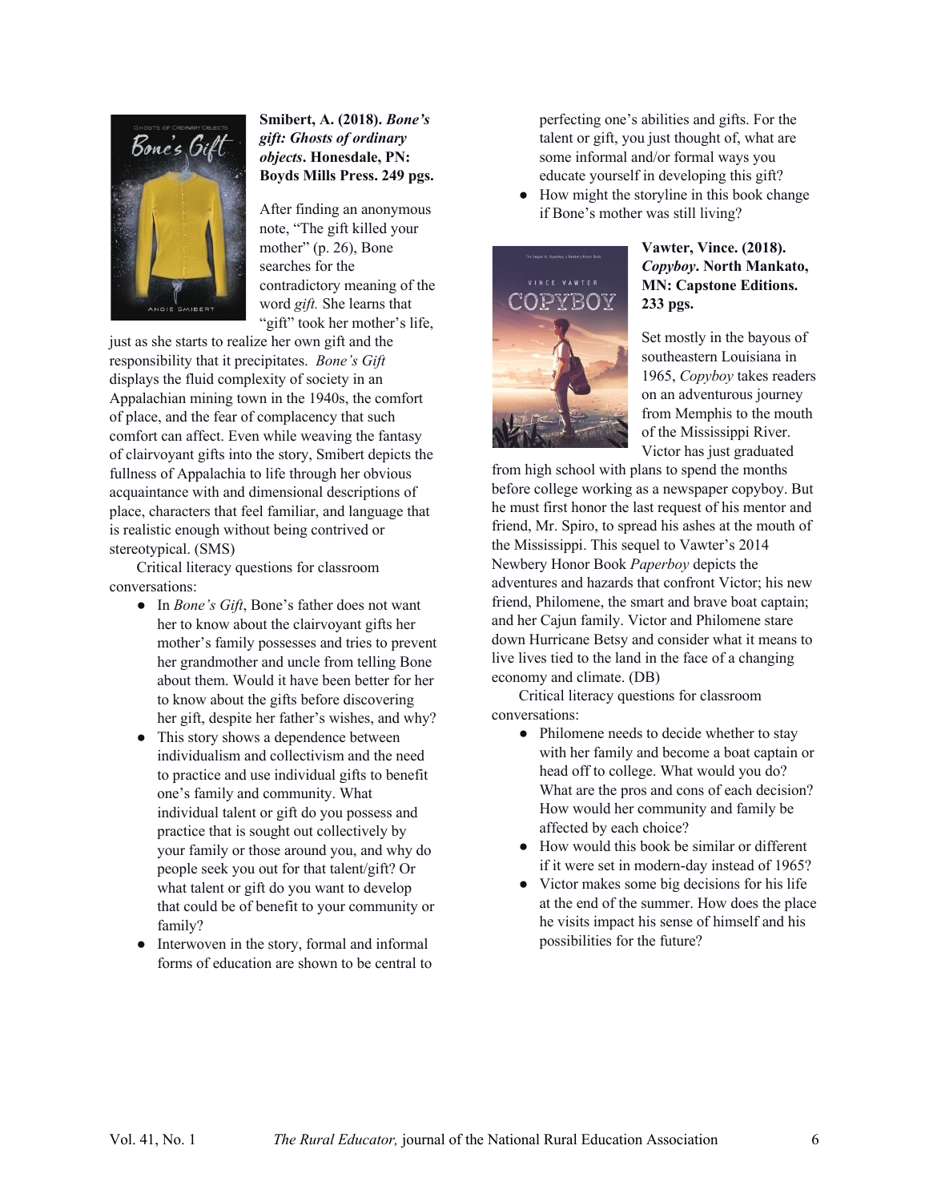**Smibert, A. (2018). *Bone's gift: Ghosts of ordinary objects*. Honesdale, PN: Boyds Mills Press. 249 pgs.**

After finding an anonymous note, "The gift killed your mother" (p. 26), Bone searches for the contradictory meaning of the word *gift.* She learns that "gift" took her mother's life, just as she starts to realize her own gift and the responsibility that it precipitates. *Bone's Gift* displays the fluid complexity of society in an Appalachian mining town in the 1940s, the comfort of place, and the fear of complacency that such comfort can affect. Even while weaving the fantasy of clairvoyant gifts into the story, Smibert depicts the fullness of Appalachia to life through her obvious acquaintance with and dimensional descriptions of place, characters that feel familiar, and language that is realistic enough without being contrived or stereotypical. (SMS)

Critical literacy questions for classroom conversations:

- In *Bone's Gift*, Bone's father does not want her to know about the clairvoyant gifts her mother's family possesses and tries to prevent her grandmother and uncle from telling Bone about them. Would it have been better for her to know about the gifts before discovering her gift, despite her father's wishes, and why?
- This story shows a dependence between individualism and collectivism and the need to practice and use individual gifts to benefit one's family and community. What individual talent or gift do you possess and practice that is sought out collectively by your family or those around you, and why do people seek you out for that talent/gift? Or what talent or gift do you want to develop that could be of benefit to your community or family?
- Interwoven in the story, formal and informal forms of education are shown to be central to perfecting one's abilities and gifts. For the talent or gift, you just thought of, what are some informal and/or formal ways you educate yourself in developing this gift?
- How might the storyline in this book change if Bone's mother was still living?

**Vawter, Vince. (2018). *Copyboy*. North Mankato, MN: Capstone Editions. 233 pgs.**

Set mostly in the bayous of southeastern Louisiana in 1965, *Copyboy* takes readers on an adventurous journey from Memphis to the mouth of the Mississippi River. Victor has just graduated from high school with plans to spend the months before college working as a newspaper copyboy. But he must first honor the last request of his mentor and friend, Mr. Spiro, to spread his ashes at the mouth of the Mississippi. This sequel to Vawter's 2014 Newbery Honor Book *Paperboy* depicts the adventures and hazards that confront Victor; his new friend, Philomene, the smart and brave boat captain; and her Cajun family. Victor and Philomene stare down Hurricane Betsy and consider what it means to live lives tied to the land in the face of a changing economy and climate. (DB)

Critical literacy questions for classroom conversations:

- Philomene needs to decide whether to stay with her family and become a boat captain or head off to college. What would you do? What are the pros and cons of each decision? How would her community and family be affected by each choice?
- How would this book be similar or different if it were set in modern-day instead of 1965?
- Victor makes some big decisions for his life at the end of the summer. How does the place he visits impact his sense of himself and his possibilities for the future?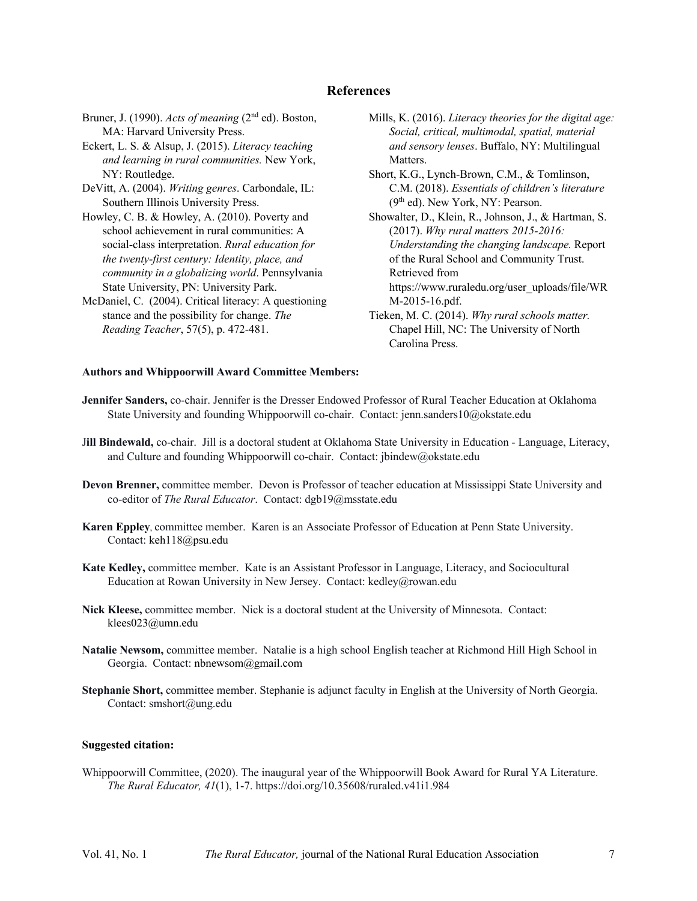## References

Bruner, J. (1990). *Acts of meaning* (2nd ed). Boston, MA: Harvard University Press.

Eckert, L. S. & Alsup, J. (2015). *Literacy teaching and learning in rural communities.* New York, NY: Routledge.

DeVitt, A. (2004). *Writing genres*. Carbondale, IL: Southern Illinois University Press.

Howley, C. B. & Howley, A. (2010). Poverty and school achievement in rural communities: A social-class interpretation. *Rural education for the twenty-first century: Identity, place, and community in a globalizing world*. Pennsylvania State University, PN: University Park.

McDaniel, C. (2004). Critical literacy: A questioning stance and the possibility for change. *The Reading Teacher*, 57(5), p. 472-481.

Mills, K. (2016). *Literacy theories for the digital age: Social, critical, multimodal, spatial, material and sensory lenses*. Buffalo, NY: Multilingual Matters.

Short, K.G., Lynch-Brown, C.M., & Tomlinson, C.M. (2018). *Essentials of children's literature* (9th ed). New York, NY: Pearson.

Showalter, D., Klein, R., Johnson, J., & Hartman, S. (2017). *Why rural matters 2015-2016: Understanding the changing landscape.* Report of the Rural School and Community Trust. Retrieved from https://www.ruraledu.org/user_uploads/file/WRM-2015-16.pdf.

Tieken, M. C. (2014). *Why rural schools matter.* Chapel Hill, NC: The University of North Carolina Press.

**Authors and Whippoorwill Award Committee Members:**

**Jennifer Sanders,** co-chair. Jennifer is the Dresser Endowed Professor of Rural Teacher Education at Oklahoma State University and founding Whippoorwill co-chair. Contact: jenn.sanders10@okstate.edu

**Jill Bindewald,** co-chair. Jill is a doctoral student at Oklahoma State University in Education - Language, Literacy, and Culture and founding Whippoorwill co-chair. Contact: jbindew@okstate.edu

**Devon Brenner,** committee member. Devon is Professor of teacher education at Mississippi State University and co-editor of *The Rural Educator*. Contact: dgb19@msstate.edu

**Karen Eppley**, committee member. Karen is an Associate Professor of Education at Penn State University. Contact: keh118@psu.edu

**Kate Kedley,** committee member. Kate is an Assistant Professor in Language, Literacy, and Sociocultural Education at Rowan University in New Jersey. Contact: kedley@rowan.edu

**Nick Kleese,** committee member. Nick is a doctoral student at the University of Minnesota. Contact: klees023@umn.edu

**Natalie Newsom,** committee member. Natalie is a high school English teacher at Richmond Hill High School in Georgia. Contact: nbnewsom@gmail.com

**Stephanie Short,** committee member. Stephanie is adjunct faculty in English at the University of North Georgia. Contact: smshort@ung.edu

**Suggested citation:**

Whippoorwill Committee, (2020). The inaugural year of the Whippoorwill Book Award for Rural YA Literature. *The Rural Educator, 41*(1), 1-7. https://doi.org/10.35608/ruraled.v41i1.984